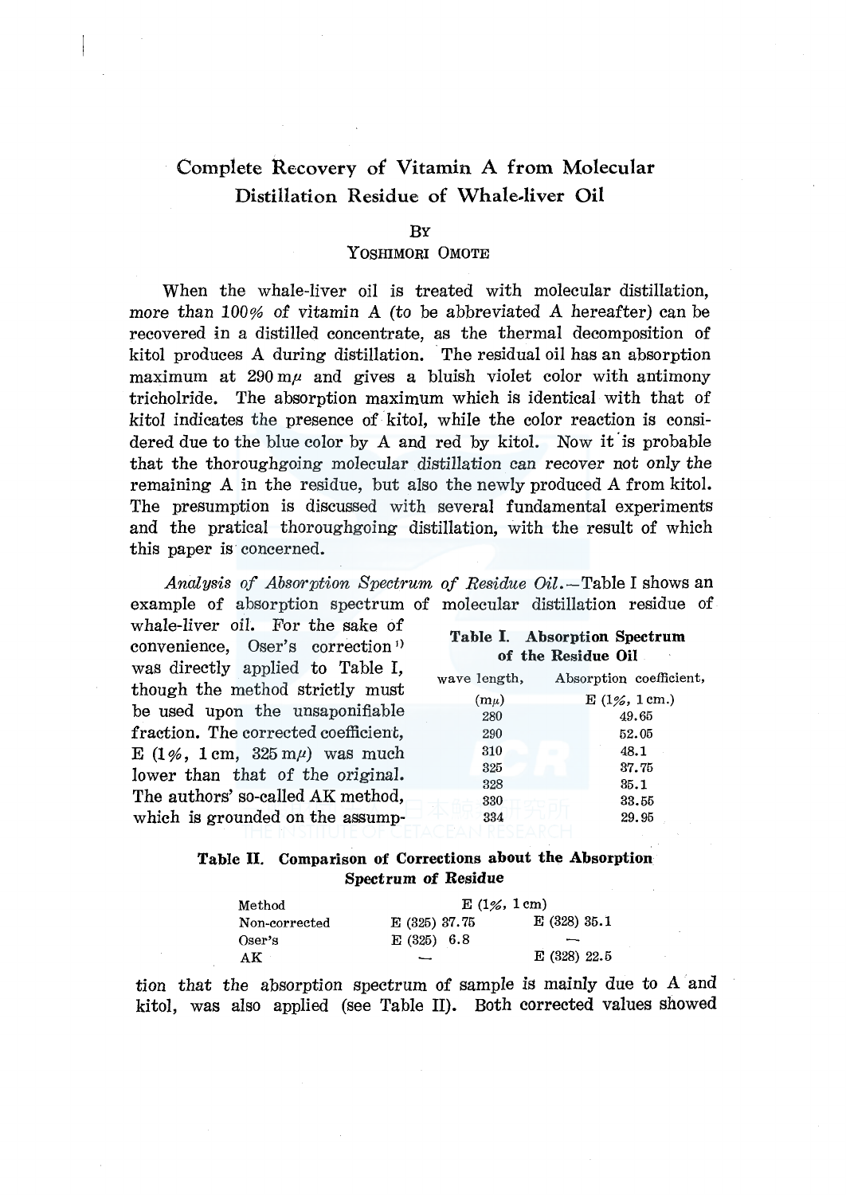# Complete Recovery of Vitamin A from Molecular Distillation Residue of Whale-liver Oil

By

YOSHIMORI OMOTE

When the whale-liver oil is treated with molecular distillation, more than 100% of vitamin A (to be abbreviated A hereafter) can be recovered in a distilled concentrate, as the thermal decomposition of kitol produces A during distillation. The residual oil has an absorption maximum at 290 mμ and gives a bluish violet color with antimony tricholride. The absorption maximum which is identical with that of kitol indicates the presence of kitol, while the color reaction is considered due to the blue color by A and red by kitol. Now it is probable that the thoroughgoing molecular distillation can recover not only the remaining A in the residue, but also the newly produced A from kitol. The presumption is discussed with several fundamental experiments and the pratical thoroughgoing distillation, with the result of which this paper is concerned.

*Analysis of Absorption Spectrum of Residue Oil.*—Table I shows an example of absorption spectrum of molecular distillation residue of whale-liver oil. For the sake of convenience, Oser's correction[1] was directly applied to Table I, though the method strictly must be used upon the unsaponifiable fraction. The corrected coefficient, E (1%, 1 cm, 325 mμ) was much lower than that of the original. The authors' so-called AK method, which is grounded on the assumption that the absorption spectrum of sample is mainly due to A and kitol, was also applied (see Table II). Both corrected values showed

**Table I. Absorption Spectrum of the Residue Oil**

| wave length, (mμ) | Absorption coefficient, E (1%, 1 cm.) |
|---|---|
| 280 | 49.65 |
| 290 | 52.05 |
| 310 | 48.1 |
| 325 | 37.75 |
| 328 | 35.1 |
| 330 | 33.55 |
| 334 | 29.95 |

**Table II. Comparison of Corrections about the Absorption Spectrum of Residue**

| Method | E (1%, 1 cm) | |
|---|---|---|
| Non-corrected | E (325) 37.75 | E (328) 35.1 |
| Oser's | E (325) 6.8 | — |
| AK | — | E (328) 22.5 |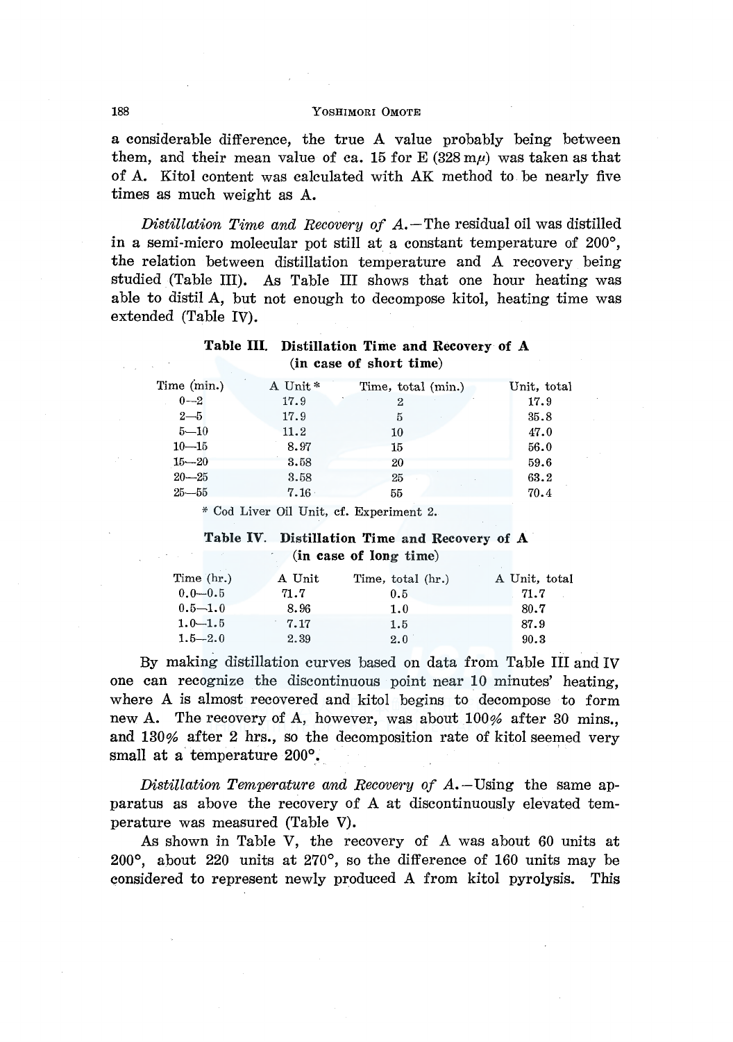a considerable difference, the true A value probably being between them, and their mean value of ca. 15 for E (328 m$\mu$) was taken as that of A. Kitol content was calculated with AK method to be nearly five times as much weight as A.

*Distillation Time and Recovery of A.*—The residual oil was distilled in a semi-micro molecular pot still at a constant temperature of 200°, the relation between distillation temperature and A recovery being studied (Table III). As Table III shows that one hour heating was able to distil A, but not enough to decompose kitol, heating time was extended (Table IV).

**Table III. Distillation Time and Recovery of A (in case of short time)**

| Time (min.) | A Unit* | Time, total (min.) | Unit, total |
|---|---|---|---|
| 0—2 | 17.9 | 2 | 17.9 |
| 2—5 | 17.9 | 5 | 35.8 |
| 5—10 | 11.2 | 10 | 47.0 |
| 10—15 | 8.97 | 15 | 56.0 |
| 15—20 | 3.58 | 20 | 59.6 |
| 20—25 | 3.58 | 25 | 63.2 |
| 25—55 | 7.16 | 55 | 70.4 |

\* Cod Liver Oil Unit, cf. Experiment 2.

**Table IV. Distillation Time and Recovery of A (in case of long time)**

| Time (hr.) | A Unit | Time, total (hr.) | A Unit, total |
|---|---|---|---|
| 0.0—0.5 | 71.7 | 0.5 | 71.7 |
| 0.5—1.0 | 8.96 | 1.0 | 80.7 |
| 1.0—1.5 | 7.17 | 1.5 | 87.9 |
| 1.5—2.0 | 2.39 | 2.0 | 90.3 |

By making distillation curves based on data from Table III and IV one can recognize the discontinuous point near 10 minutes' heating, where A is almost recovered and kitol begins to decompose to form new A. The recovery of A, however, was about 100% after 30 mins., and 130% after 2 hrs., so the decomposition rate of kitol seemed very small at a temperature 200°.

*Distillation Temperature and Recovery of A.*—Using the same apparatus as above the recovery of A at discontinuously elevated temperature was measured (Table V).

As shown in Table V, the recovery of A was about 60 units at 200°, about 220 units at 270°, so the difference of 160 units may be considered to represent newly produced A from kitol pyrolysis. This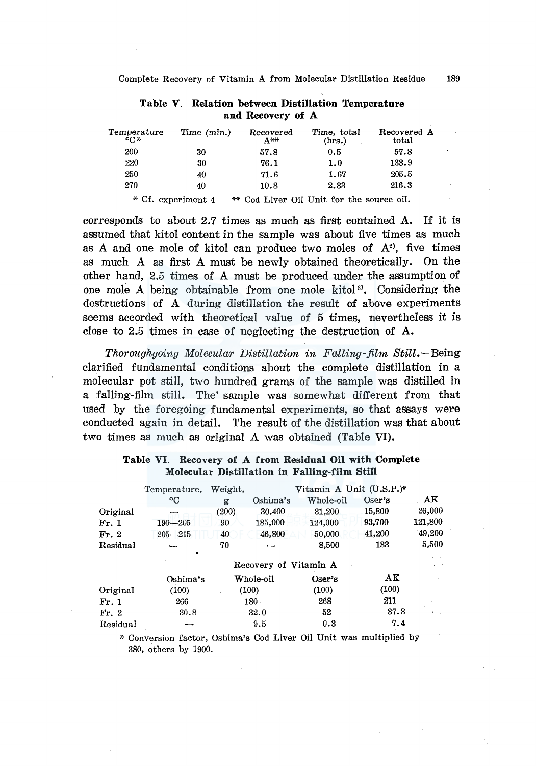**Table V. Relation between Distillation Temperature and Recovery of A**

| Temperature °C* | Time (min.) | Recovered A** | Time, total (hrs.) | Recovered A total |
|---|---|---|---|---|
| 200 | 30 | 57.8 | 0.5 | 57.8 |
| 220 | 30 | 76.1 | 1.0 | 133.9 |
| 250 | 40 | 71.6 | 1.67 | 205.5 |
| 270 | 40 | 10.8 | 2.33 | 216.3 |

\* Cf. experiment 4  ** Cod Liver Oil Unit for the source oil.

corresponds to about 2.7 times as much as first contained A. If it is assumed that kitol content in the sample was about five times as much as A and one mole of kitol can produce two moles of A[2], five times as much A as first A must be newly obtained theoretically. On the other hand, 2.5 times of A must be produced under the assumption of one mole A being obtainable from one mole kitol[3]. Considering the destructions of A during distillation the result of above experiments seems accorded with theoretical value of 5 times, nevertheless it is close to 2.5 times in case of neglecting the destruction of A.

*Thoroughgoing Molecular Distillation in Falling-film Still.*—Being clarified fundamental conditions about the complete distillation in a molecular pot still, two hundred grams of the sample was distilled in a falling-film still. The' sample was somewhat different from that used by the foregoing fundamental experiments, so that assays were conducted again in detail. The result of the distillation was that about two times as much as original A was obtained (Table VI).

**Table VI. Recovery of A from Residual Oil with Complete Molecular Distillation in Falling-film Still**

| | Temperature, °C | Weight, g | Vitamin A Unit (U.S.P.)* Oshima's | Whole-oil | Oser's | AK |
|---|---|---|---|---|---|---|
| Original | — | (200) | 30,400 | 31,200 | 15,800 | 26,000 |
| Fr. 1 | 190—205 | 90 | 185,000 | 124,000 | 93,700 | 121,800 |
| Fr. 2 | 205—215 | 40 | 46,800 | 50,000 | 41,200 | 49,200 |
| Residual | — | 70 | — | 8,500 | 133 | 5,500 |

| | Recovery of Vitamin A Oshima's | Whole-oil | Oser's | AK |
|---|---|---|---|---|
| Original | (100) | (100) | (100) | (100) |
| Fr. 1 | 266 | 180 | 268 | 211 |
| Fr. 2 | 30.8 | 32.0 | 52 | 37.8 |
| Residual | — | 9.5 | 0.3 | 7.4 |

\* Conversion factor, Oshima's Cod Liver Oil Unit was multiplied by 380, others by 1900.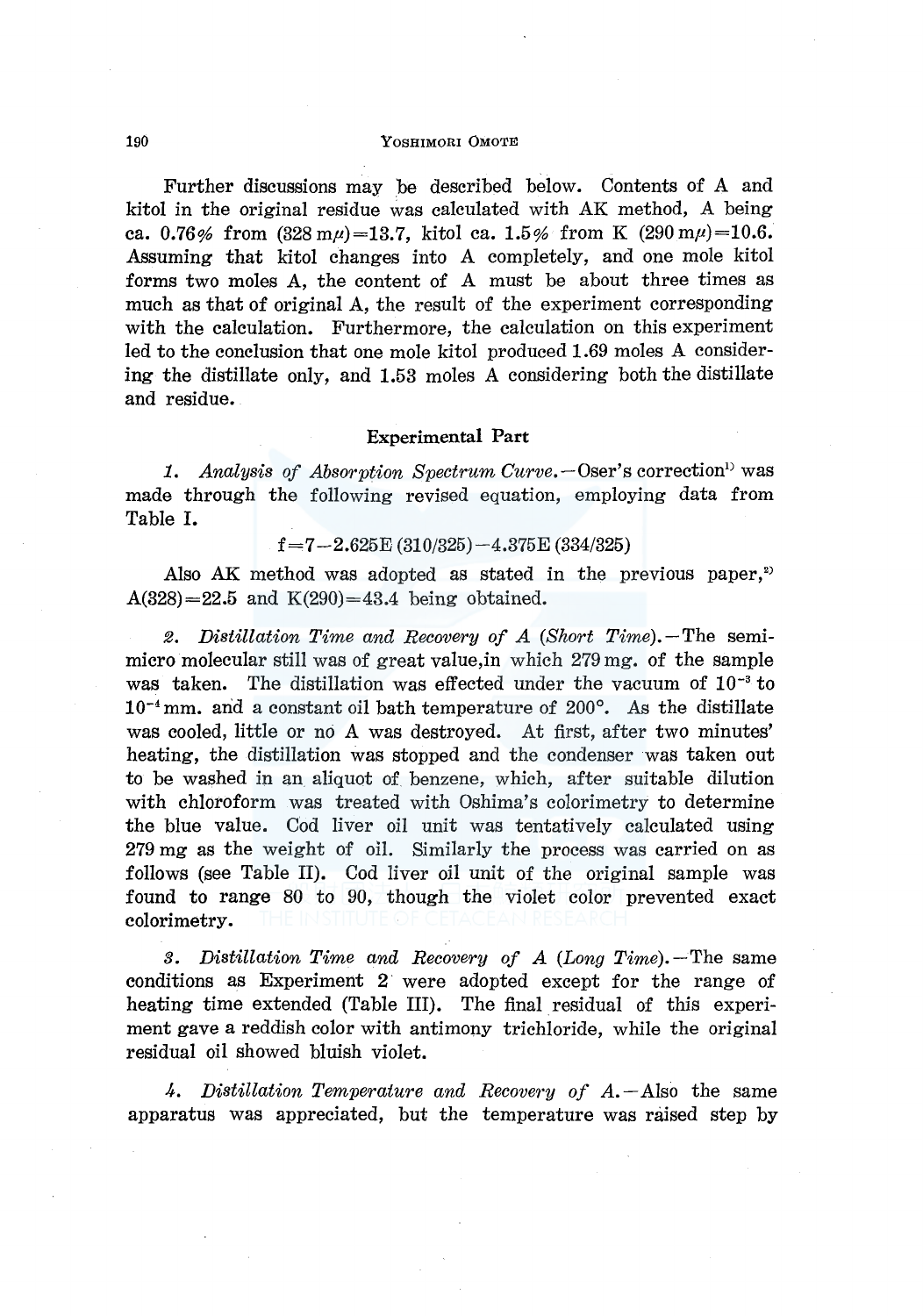Further discussions may be described below. Contents of A and kitol in the original residue was calculated with AK method, A being ca. 0.76% from (328 mμ)=13.7, kitol ca. 1.5% from K (290 mμ)=10.6. Assuming that kitol changes into A completely, and one mole kitol forms two moles A, the content of A must be about three times as much as that of original A, the result of the experiment corresponding with the calculation. Furthermore, the calculation on this experiment led to the conclusion that one mole kitol produced 1.69 moles A considering the distillate only, and 1.53 moles A considering both the distillate and residue.

### Experimental Part

1. *Analysis of Absorption Spectrum Curve.*—Oser's correction[1] was made through the following revised equation, employing data from Table I.

$$f = 7 - 2.625E\,(310/325) - 4.375E\,(334/325)$$

Also AK method was adopted as stated in the previous paper,[2] A(328)=22.5 and K(290)=43.4 being obtained.

2. *Distillation Time and Recovery of A (Short Time).*—The semi-micro molecular still was of great value,in which 279 mg. of the sample was taken. The distillation was effected under the vacuum of $10^{-3}$ to $10^{-4}$ mm. and a constant oil bath temperature of 200°. As the distillate was cooled, little or no A was destroyed. At first, after two minutes' heating, the distillation was stopped and the condenser was taken out to be washed in an aliquot of benzene, which, after suitable dilution with chloroform was treated with Oshima's colorimetry to determine the blue value. Cod liver oil unit was tentatively calculated using 279 mg as the weight of oil. Similarly the process was carried on as follows (see Table II). Cod liver oil unit of the original sample was found to range 80 to 90, though the violet color prevented exact colorimetry.

3. *Distillation Time and Recovery of A (Long Time).*—The same conditions as Experiment 2 were adopted except for the range of heating time extended (Table III). The final residual of this experiment gave a reddish color with antimony trichloride, while the original residual oil showed bluish violet.

4. *Distillation Temperature and Recovery of A.*—Also the same apparatus was appreciated, but the temperature was raised step by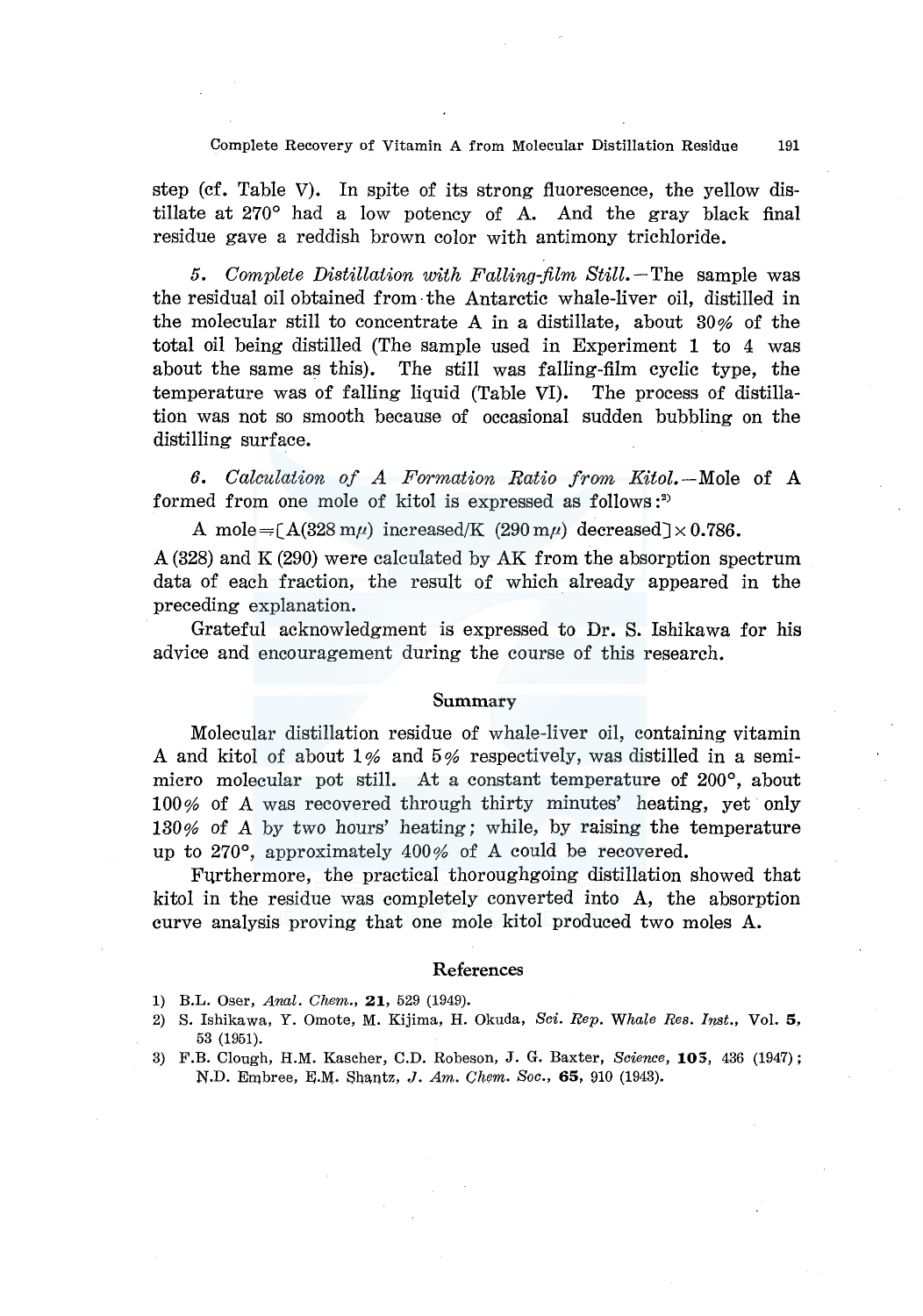step (cf. Table V). In spite of its strong fluorescence, the yellow distillate at 270° had a low potency of A. And the gray black final residue gave a reddish brown color with antimony trichloride.

5. *Complete Distillation with Falling-film Still.*—The sample was the residual oil obtained from the Antarctic whale-liver oil, distilled in the molecular still to concentrate A in a distillate, about 30% of the total oil being distilled (The sample used in Experiment 1 to 4 was about the same as this). The still was falling-film cyclic type, the temperature was of falling liquid (Table VI). The process of distillation was not so smooth because of occasional sudden bubbling on the distilling surface.

6. *Calculation of A Formation Ratio from Kitol.*—Mole of A formed from one mole of kitol is expressed as follows:[3]

$$\text{A mole} \fallingdotseq [\text{A}(328\ \text{m}\mu)\ \text{increased}/\text{K}\ (290\ \text{m}\mu)\ \text{decreased}] \times 0.786.$$

A (328) and K (290) were calculated by AK from the absorption spectrum data of each fraction, the result of which already appeared in the preceding explanation.

Grateful acknowledgment is expressed to Dr. S. Ishikawa for his advice and encouragement during the course of this research.

## Summary

Molecular distillation residue of whale-liver oil, containing vitamin A and kitol of about 1% and 5% respectively, was distilled in a semi-micro molecular pot still. At a constant temperature of 200°, about 100% of A was recovered through thirty minutes' heating, yet only 130% of A by two hours' heating; while, by raising the temperature up to 270°, approximately 400% of A could be recovered.

Furthermore, the practical thoroughgoing distillation showed that kitol in the residue was completely converted into A, the absorption curve analysis proving that one mole kitol produced two moles A.

## References

1) B.L. Oser, *Anal. Chem.*, **21**, 529 (1949).
2) S. Ishikawa, Y. Omote, M. Kijima, H. Okuda, *Sci. Rep. Whale Res. Inst.*, Vol. **5**, 53 (1951).
3) F.B. Clough, H.M. Kascher, C.D. Robeson, J. G. Baxter, *Science*, **105**, 436 (1947); N.D. Embree, E.M. Shantz, *J. Am. Chem. Soc.*, **65**, 910 (1943).